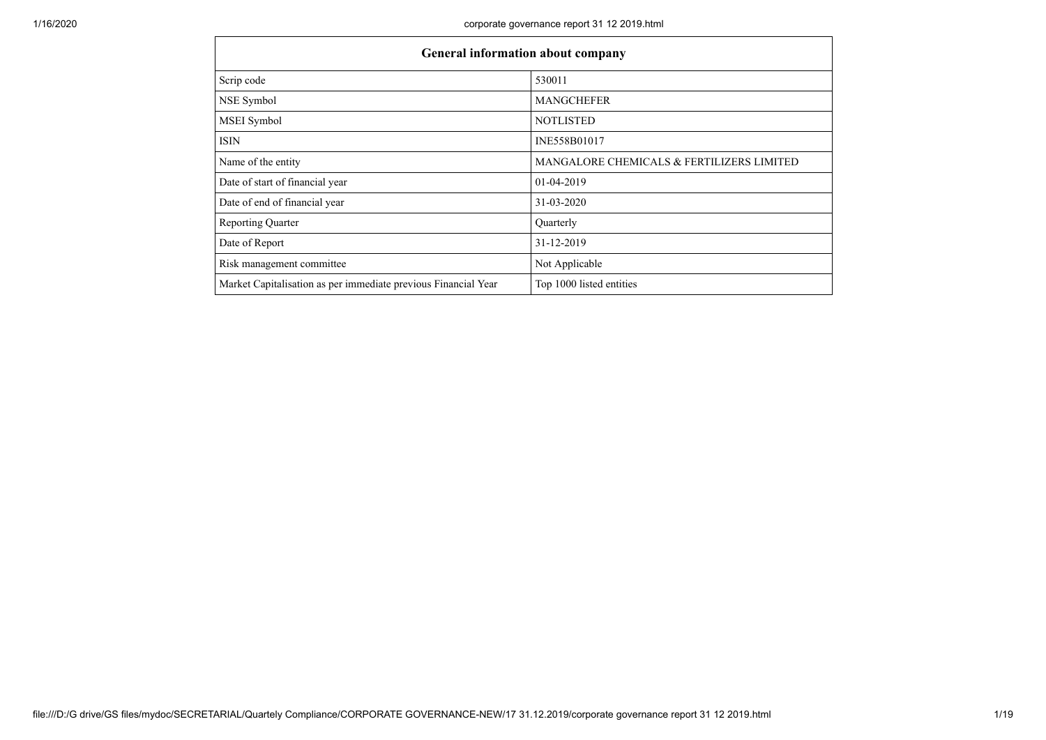| General information about company | |
|---|---|
| Scrip code | 530011 |
| NSE Symbol | MANGCHEFER |
| MSEI Symbol | NOTLISTED |
| ISIN | INE558B01017 |
| Name of the entity | MANGALORE CHEMICALS & FERTILIZERS LIMITED |
| Date of start of financial year | 01-04-2019 |
| Date of end of financial year | 31-03-2020 |
| Reporting Quarter | Quarterly |
| Date of Report | 31-12-2019 |
| Risk management committee | Not Applicable |
| Market Capitalisation as per immediate previous Financial Year | Top 1000 listed entities |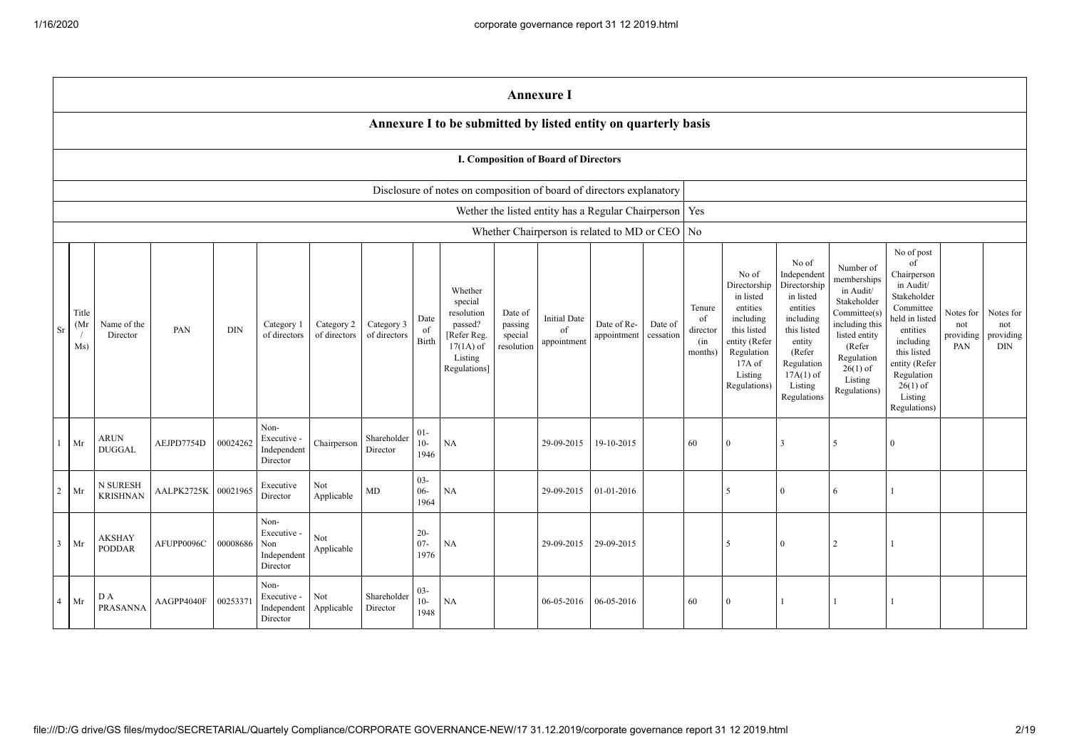# Annexure I

## Annexure I to be submitted by listed entity on quarterly basis

### I. Composition of Board of Directors

| | |
|---|---|
| Disclosure of notes on composition of board of directors explanatory | |
| Wether the listed entity has a Regular Chairperson | Yes |
| Whether Chairperson is related to MD or CEO | No |

| Sr | Title (Mr / Ms) | Name of the Director | PAN | DIN | Category 1 of directors | Category 2 of directors | Category 3 of directors | Date of Birth | Whether special resolution passed? [Refer Reg. 17(1A) of Listing Regulations] | Date of passing special resolution | Initial Date of appointment | Date of Re-appointment | Date of cessation | Tenure of director (in months) | No of Directorship in listed entities including this listed entity (Refer Regulation 17A of Listing Regulations) | No of Independent Directorship in listed entities including this listed entity (Refer Regulation 17A(1) of Listing Regulations | Number of memberships in Audit/ Stakeholder Committee(s) including this listed entity (Refer Regulation 26(1) of Listing Regulations) | No of post of Chairperson in Audit/ Stakeholder Committee held in listed entities including this listed entity (Refer Regulation 26(1) of Listing Regulations) | Notes for not providing PAN | Notes for not providing DIN |
|---|---|---|---|---|---|---|---|---|---|---|---|---|---|---|---|---|---|---|---|---|
| 1 | Mr | ARUN DUGGAL | AEJPD7754D | 00024262 | Non-Executive - Independent Director | Chairperson | Shareholder Director | 01-10-1946 | NA | | 29-09-2015 | 19-10-2015 | | 60 | 0 | 3 | 5 | 0 | | |
| 2 | Mr | N SURESH KRISHNAN | AALPK2725K | 00021965 | Executive Director | Not Applicable | MD | 03-06-1964 | NA | | 29-09-2015 | 01-01-2016 | | | 5 | 0 | 6 | 1 | | |
| 3 | Mr | AKSHAY PODDAR | AFUPP0096C | 00008686 | Non-Executive - Non Independent Director | Not Applicable | | 20-07-1976 | NA | | 29-09-2015 | 29-09-2015 | | | 5 | 0 | 2 | 1 | | |
| 4 | Mr | D A PRASANNA | AAGPP4040F | 00253371 | Non-Executive - Independent Director | Not Applicable | Shareholder Director | 03-10-1948 | NA | | 06-05-2016 | 06-05-2016 | | 60 | 0 | 1 | 1 | 1 | | |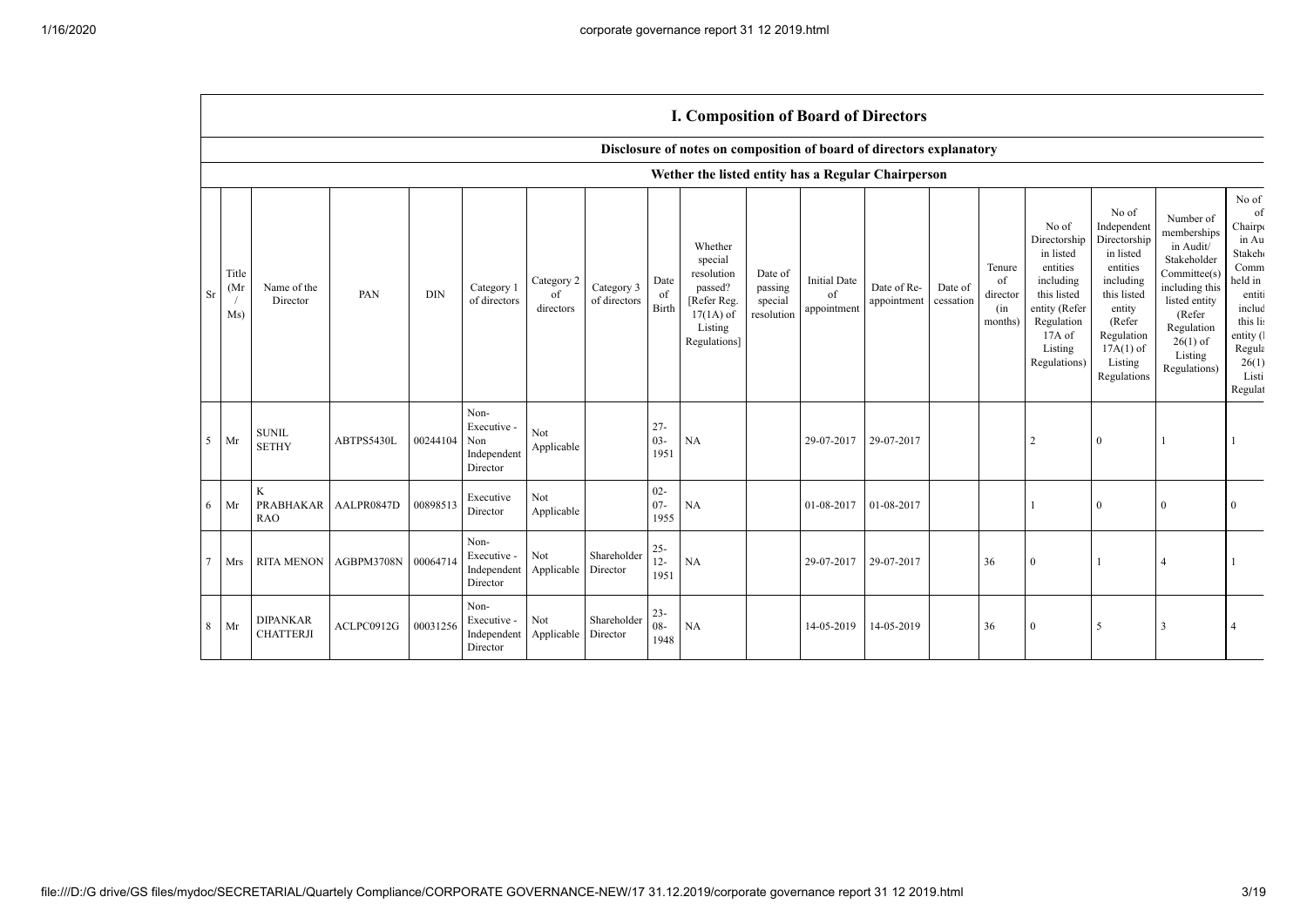## I. Composition of Board of Directors

### Disclosure of notes on composition of board of directors explanatory

### Wether the listed entity has a Regular Chairperson

| Sr | Title (Mr / Ms) | Name of the Director | PAN | DIN | Category 1 of directors | Category 2 of directors | Category 3 of directors | Date of Birth | Whether special resolution passed? [Refer Reg. 17(1A) of Listing Regulations] | Date of passing special resolution | Initial Date of appointment | Date of Re-appointment | Date of cessation | Tenure of director (in months) | No of Directorship in listed entities including this listed entity (Refer Regulation 17A of Listing Regulations) | No of Independent Directorship in listed entities including this listed entity (Refer Regulation 17A(1) of Listing Regulations | Number of memberships in Audit/ Stakeholder Committee(s) including this listed entity (Refer Regulation 26(1) of Listing Regulations) | No of of Chairp in Au Stakeh Comm held in entiti includ this lis entity ( Regula 26(1) Listi Regulat |
|---|---|---|---|---|---|---|---|---|---|---|---|---|---|---|---|---|---|---|
| 5 | Mr | SUNIL SETHY | ABTPS5430L | 00244104 | Non-Executive - Non Independent Director | Not Applicable | | 27-03-1951 | NA | | 29-07-2017 | 29-07-2017 | | | 2 | 0 | 1 | 1 |
| 6 | Mr | K PRABHAKAR RAO | AALPR0847D | 00898513 | Executive Director | Not Applicable | | 02-07-1955 | NA | | 01-08-2017 | 01-08-2017 | | | 1 | 0 | 0 | 0 |
| 7 | Mrs | RITA MENON | AGBPM3708N | 00064714 | Non-Executive - Independent Director | Not Applicable | Shareholder Director | 25-12-1951 | NA | | 29-07-2017 | 29-07-2017 | | 36 | 0 | 1 | 4 | 1 |
| 8 | Mr | DIPANKAR CHATTERJI | ACLPC0912G | 00031256 | Non-Executive - Independent Director | Not Applicable | Shareholder Director | 23-08-1948 | NA | | 14-05-2019 | 14-05-2019 | | 36 | 0 | 5 | 3 | 4 |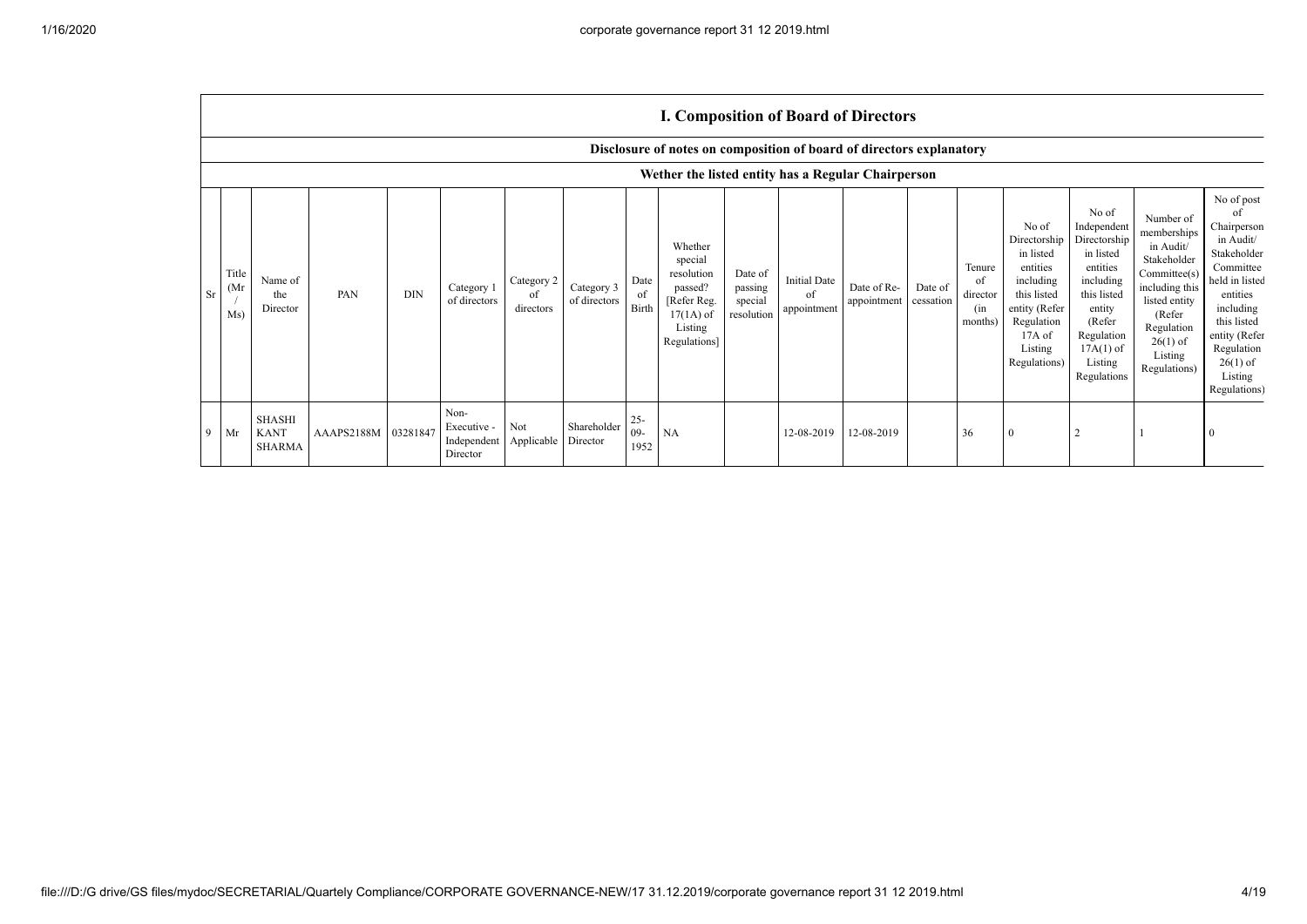## I. Composition of Board of Directors

### Disclosure of notes on composition of board of directors explanatory

### Wether the listed entity has a Regular Chairperson

| Sr | Title (Mr / Ms) | Name of the Director | PAN | DIN | Category 1 of directors | Category 2 of directors | Category 3 of directors | Date of Birth | Whether special resolution passed? [Refer Reg. 17(1A) of Listing Regulations] | Date of passing special resolution | Initial Date of appointment | Date of Re-appointment | Date of cessation | Tenure of director (in months) | No of Directorship in listed entities including this listed entity (Refer Regulation 17A of Listing Regulations) | No of Independent Directorship in listed entities including this listed entity (Refer Regulation 17A(1) of Listing Regulations | Number of memberships in Audit/ Stakeholder Committee(s) including this listed entity (Refer Regulation 26(1) of Listing Regulations) | No of post of Chairperson in Audit/ Stakeholder Committee held in listed entities including this listed entity (Refer Regulation 26(1) of Listing Regulations) |
|---|---|---|---|---|---|---|---|---|---|---|---|---|---|---|---|---|---|---|
| 9 | Mr | SHASHI KANT SHARMA | AAAPS2188M | 03281847 | Non-Executive - Independent Director | Not Applicable | Shareholder Director | 25-09-1952 | NA | | 12-08-2019 | 12-08-2019 | | 36 | 0 | 2 | 1 | 0 |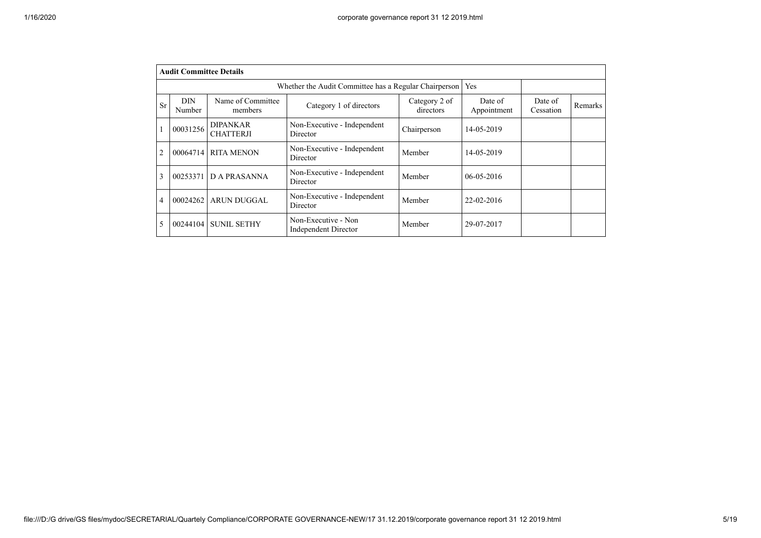| **Audit Committee Details** | | | | | | | |
|---|---|---|---|---|---|---|---|
| Whether the Audit Committee has a Regular Chairperson | | | | | Yes | | |
| Sr | DIN Number | Name of Committee members | Category 1 of directors | Category 2 of directors | Date of Appointment | Date of Cessation | Remarks |
| 1 | 00031256 | DIPANKAR CHATTERJI | Non-Executive - Independent Director | Chairperson | 14-05-2019 | | |
| 2 | 00064714 | RITA MENON | Non-Executive - Independent Director | Member | 14-05-2019 | | |
| 3 | 00253371 | D A PRASANNA | Non-Executive - Independent Director | Member | 06-05-2016 | | |
| 4 | 00024262 | ARUN DUGGAL | Non-Executive - Independent Director | Member | 22-02-2016 | | |
| 5 | 00244104 | SUNIL SETHY | Non-Executive - Non Independent Director | Member | 29-07-2017 | | |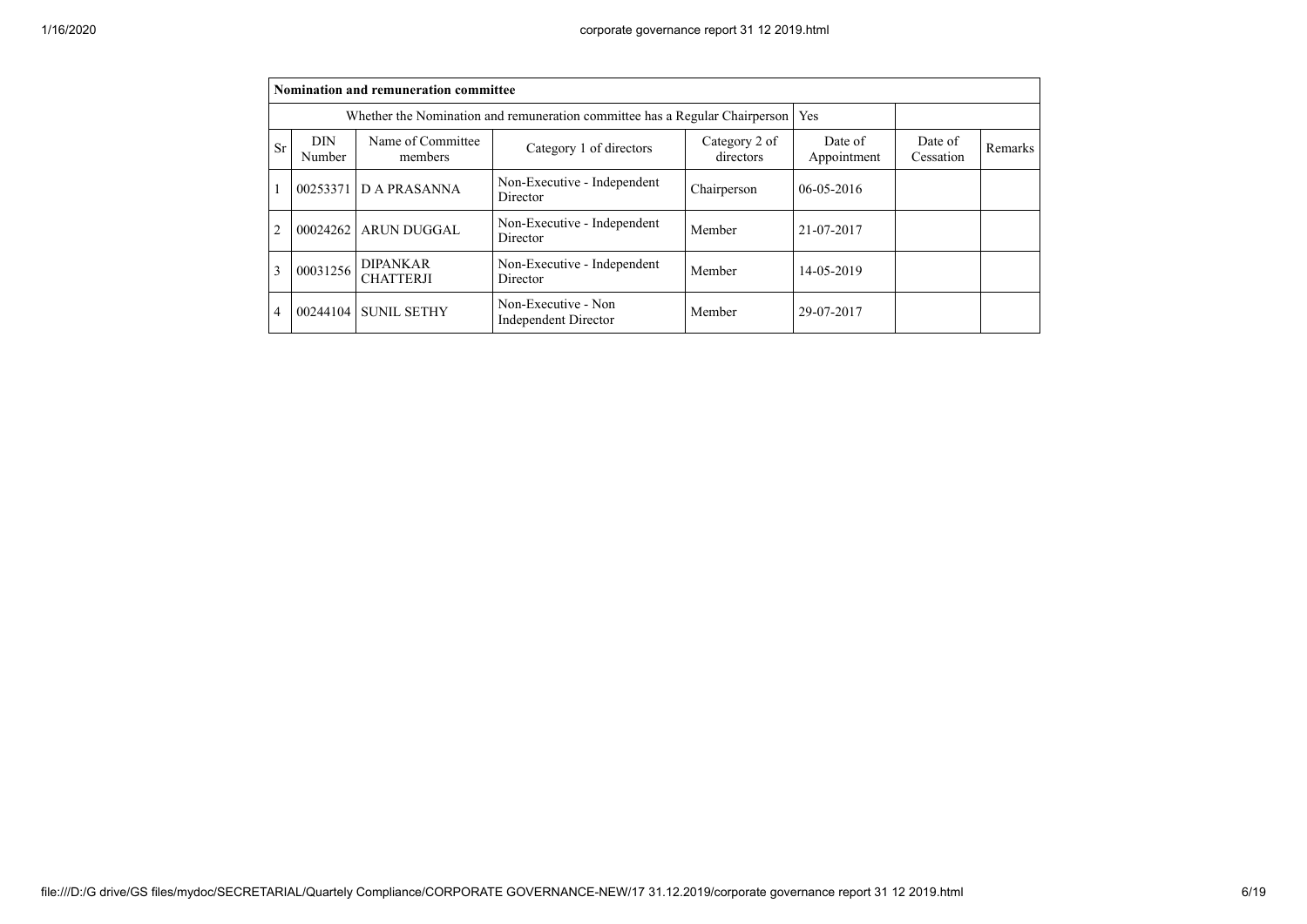| Nomination and remuneration committee | | | | | | | |
|---|---|---|---|---|---|---|---|
| Whether the Nomination and remuneration committee has a Regular Chairperson | | | | | Yes | | |
| Sr | DIN Number | Name of Committee members | Category 1 of directors | Category 2 of directors | Date of Appointment | Date of Cessation | Remarks |
| 1 | 00253371 | D A PRASANNA | Non-Executive - Independent Director | Chairperson | 06-05-2016 | | |
| 2 | 00024262 | ARUN DUGGAL | Non-Executive - Independent Director | Member | 21-07-2017 | | |
| 3 | 00031256 | DIPANKAR CHATTERJI | Non-Executive - Independent Director | Member | 14-05-2019 | | |
| 4 | 00244104 | SUNIL SETHY | Non-Executive - Non Independent Director | Member | 29-07-2017 | | |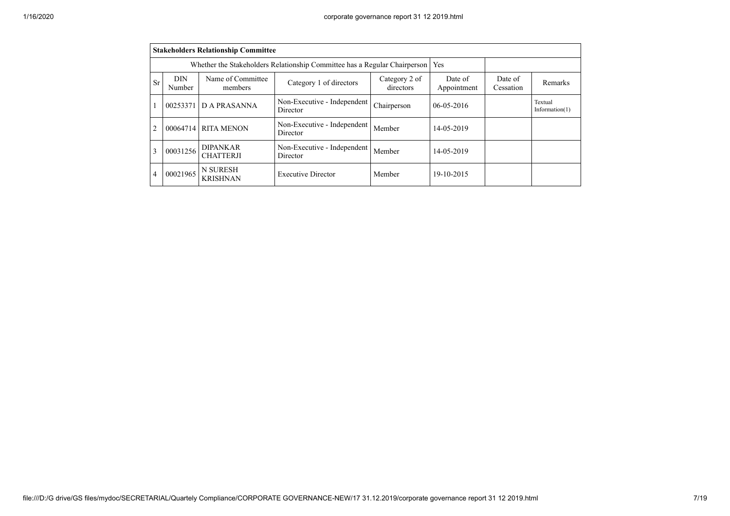| Stakeholders Relationship Committee | | | | | | | |
|---|---|---|---|---|---|---|---|
| Whether the Stakeholders Relationship Committee has a Regular Chairperson | | | | | Yes | | |
| Sr | DIN Number | Name of Committee members | Category 1 of directors | Category 2 of directors | Date of Appointment | Date of Cessation | Remarks |
| 1 | 00253371 | D A PRASANNA | Non-Executive - Independent Director | Chairperson | 06-05-2016 | | Textual Information(1) |
| 2 | 00064714 | RITA MENON | Non-Executive - Independent Director | Member | 14-05-2019 | | |
| 3 | 00031256 | DIPANKAR CHATTERJI | Non-Executive - Independent Director | Member | 14-05-2019 | | |
| 4 | 00021965 | N SURESH KRISHNAN | Executive Director | Member | 19-10-2015 | | |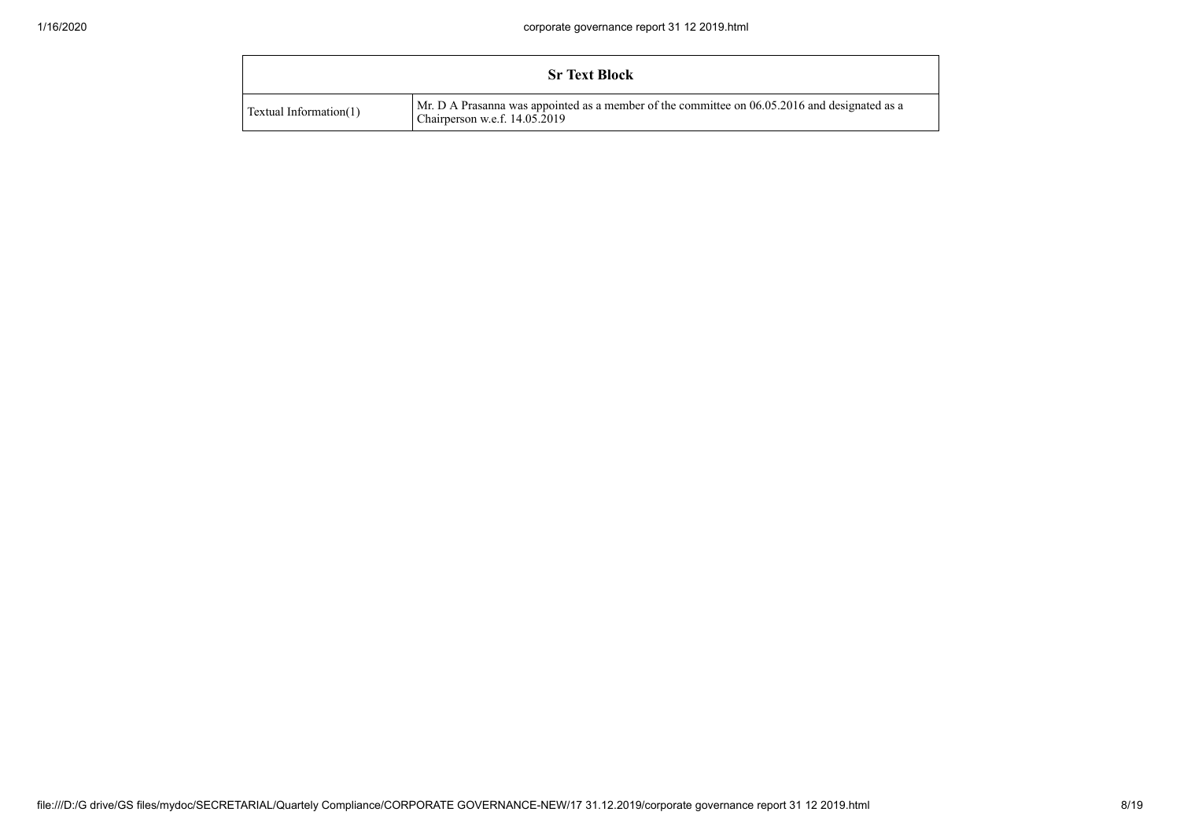| Sr Text Block | |
|---|---|
| Textual Information(1) | Mr. D A Prasanna was appointed as a member of the committee on 06.05.2016 and designated as a Chairperson w.e.f. 14.05.2019 |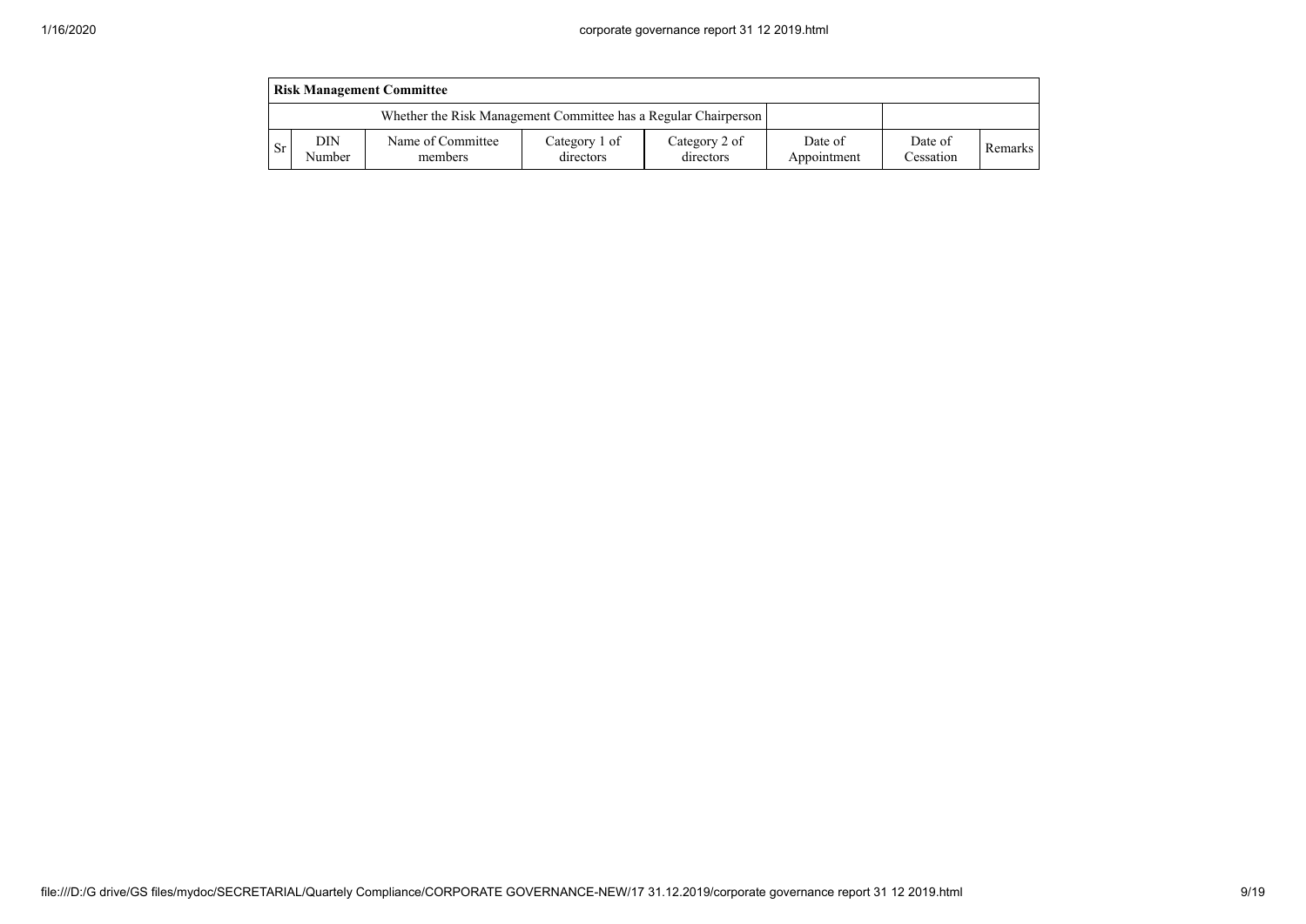| Risk Management Committee | | | | | | | |
|---|---|---|---|---|---|---|---|
| Whether the Risk Management Committee has a Regular Chairperson | | | | | | | |
| Sr | DIN Number | Name of Committee members | Category 1 of directors | Category 2 of directors | Date of Appointment | Date of Cessation | Remarks |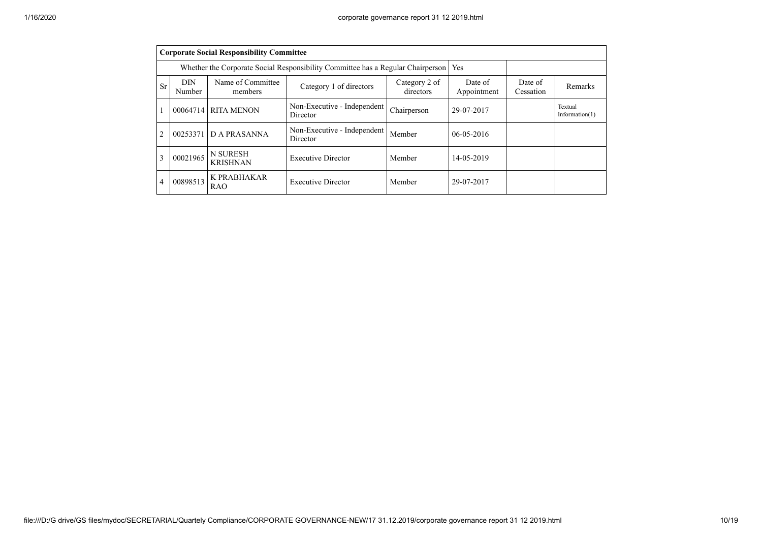| Corporate Social Responsibility Committee | | | | | | | |
|---|---|---|---|---|---|---|---|
| Whether the Corporate Social Responsibility Committee has a Regular Chairperson | | | | | Yes | | |
| Sr | DIN Number | Name of Committee members | Category 1 of directors | Category 2 of directors | Date of Appointment | Date of Cessation | Remarks |
| 1 | 00064714 | RITA MENON | Non-Executive - Independent Director | Chairperson | 29-07-2017 | | Textual Information(1) |
| 2 | 00253371 | D A PRASANNA | Non-Executive - Independent Director | Member | 06-05-2016 | | |
| 3 | 00021965 | N SURESH KRISHNAN | Executive Director | Member | 14-05-2019 | | |
| 4 | 00898513 | K PRABHAKAR RAO | Executive Director | Member | 29-07-2017 | | |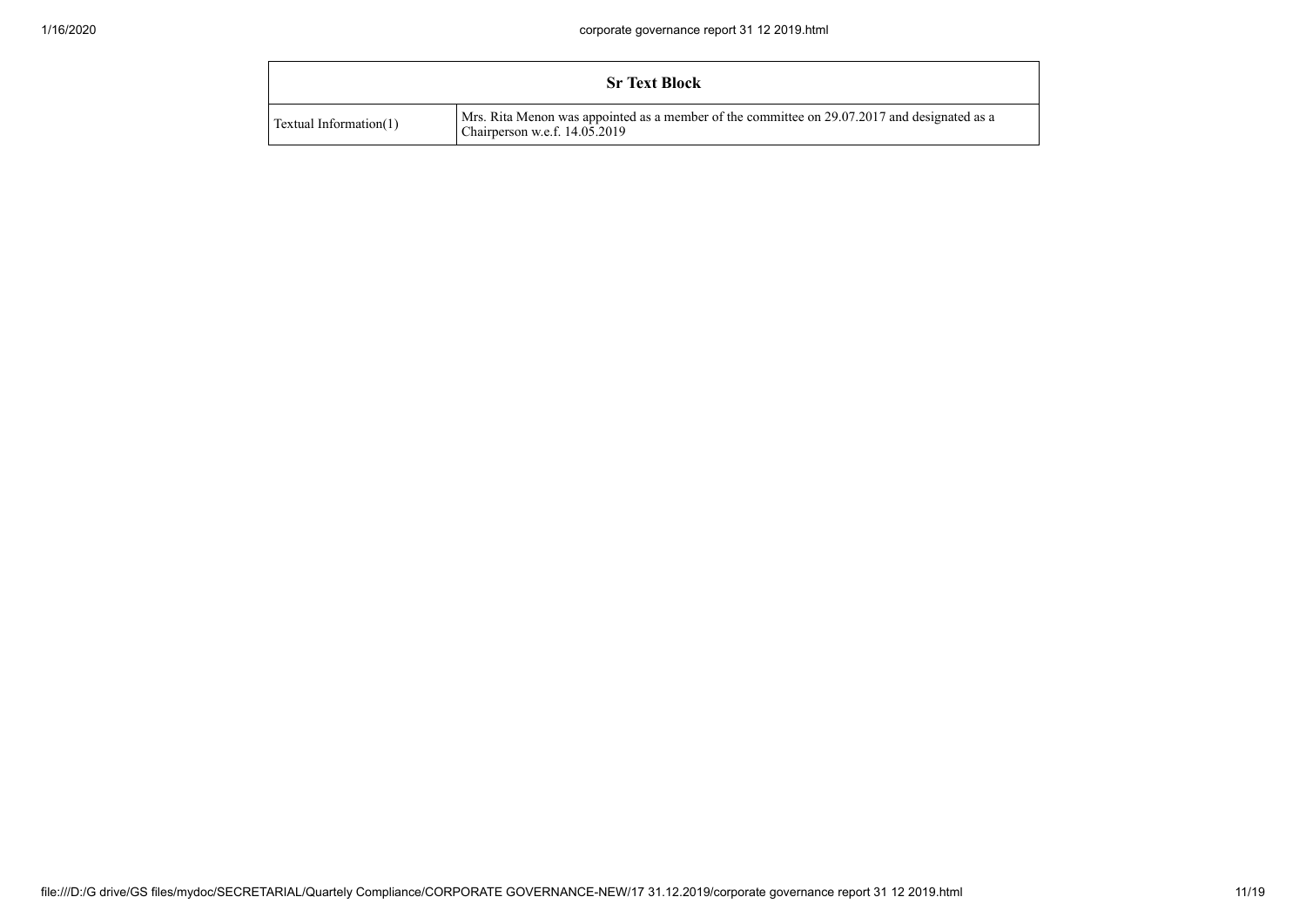| Sr Text Block | |
|---|---|
| Textual Information(1) | Mrs. Rita Menon was appointed as a member of the committee on 29.07.2017 and designated as a Chairperson w.e.f. 14.05.2019 |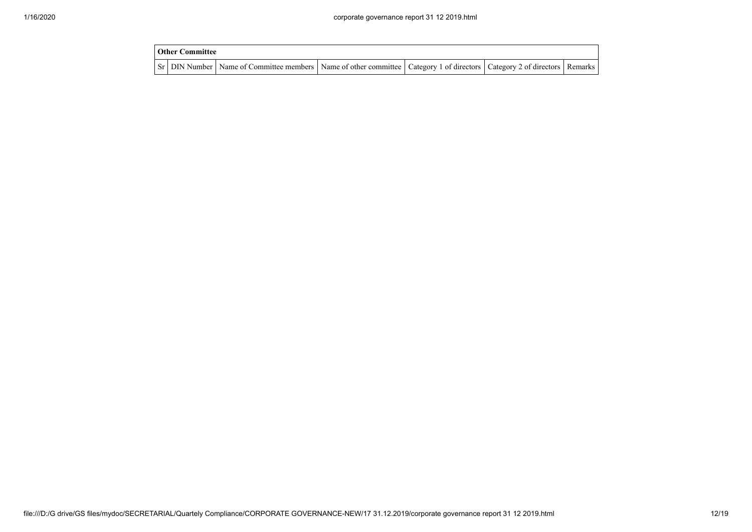| Other Committee | | | | | | |
|---|---|---|---|---|---|---|
| Sr | DIN Number | Name of Committee members | Name of other committee | Category 1 of directors | Category 2 of directors | Remarks |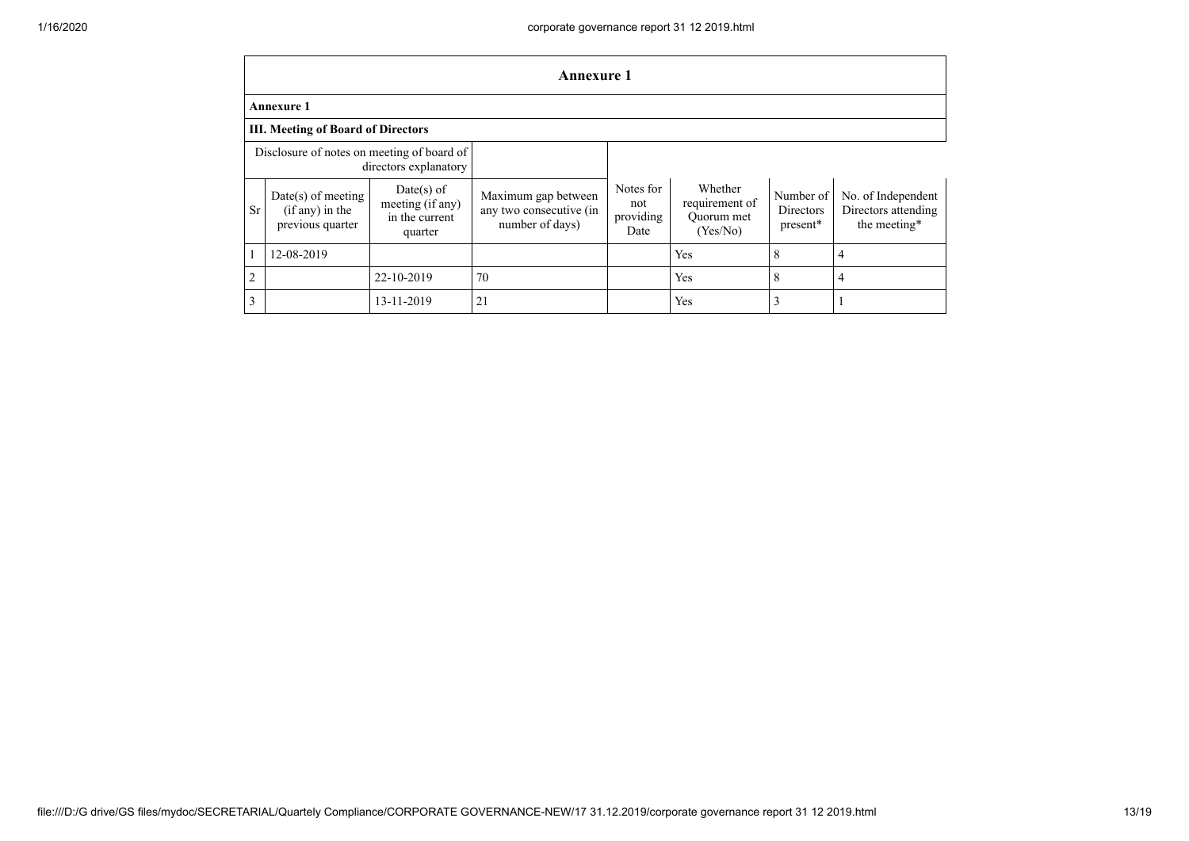## Annexure 1

### Annexure 1

### III. Meeting of Board of Directors

| Disclosure of notes on meeting of board of directors explanatory | | | | | | | |
|---|---|---|---|---|---|---|---|
| Sr | Date(s) of meeting (if any) in the previous quarter | Date(s) of meeting (if any) in the current quarter | Maximum gap between any two consecutive (in number of days) | Notes for not providing Date | Whether requirement of Quorum met (Yes/No) | Number of Directors present* | No. of Independent Directors attending the meeting* |
| 1 | 12-08-2019 | | | | Yes | 8 | 4 |
| 2 | | 22-10-2019 | 70 | | Yes | 8 | 4 |
| 3 | | 13-11-2019 | 21 | | Yes | 3 | 1 |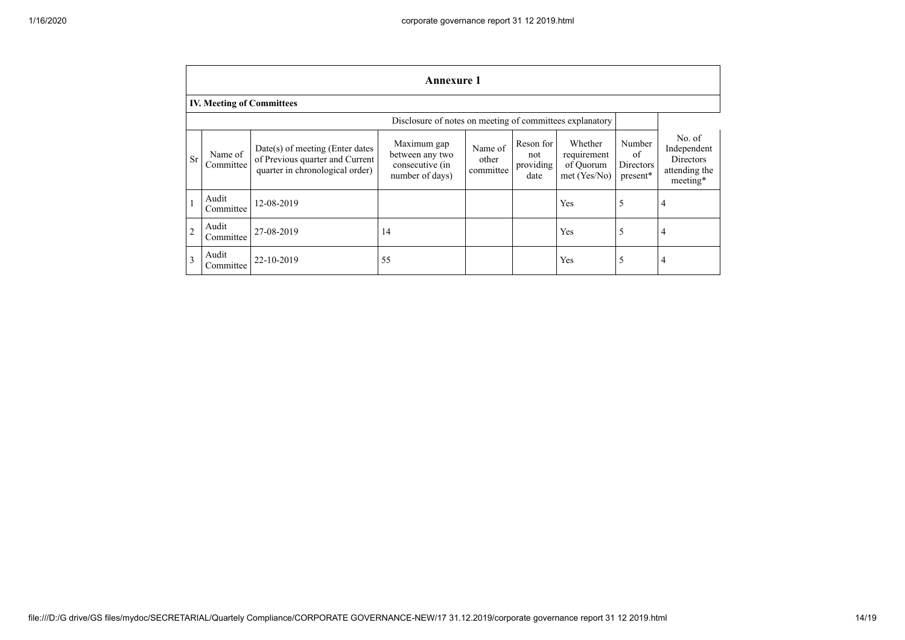## Annexure 1

### IV. Meeting of Committees

Disclosure of notes on meeting of committees explanatory

| Sr | Name of Committee | Date(s) of meeting (Enter dates of Previous quarter and Current quarter in chronological order) | Maximum gap between any two consecutive (in number of days) | Name of other committee | Reson for not providing date | Whether requirement of Quorum met (Yes/No) | Number of Directors present* | No. of Independent Directors attending the meeting* |
|---|---|---|---|---|---|---|---|---|
| 1 | Audit Committee | 12-08-2019 | | | | Yes | 5 | 4 |
| 2 | Audit Committee | 27-08-2019 | 14 | | | Yes | 5 | 4 |
| 3 | Audit Committee | 22-10-2019 | 55 | | | Yes | 5 | 4 |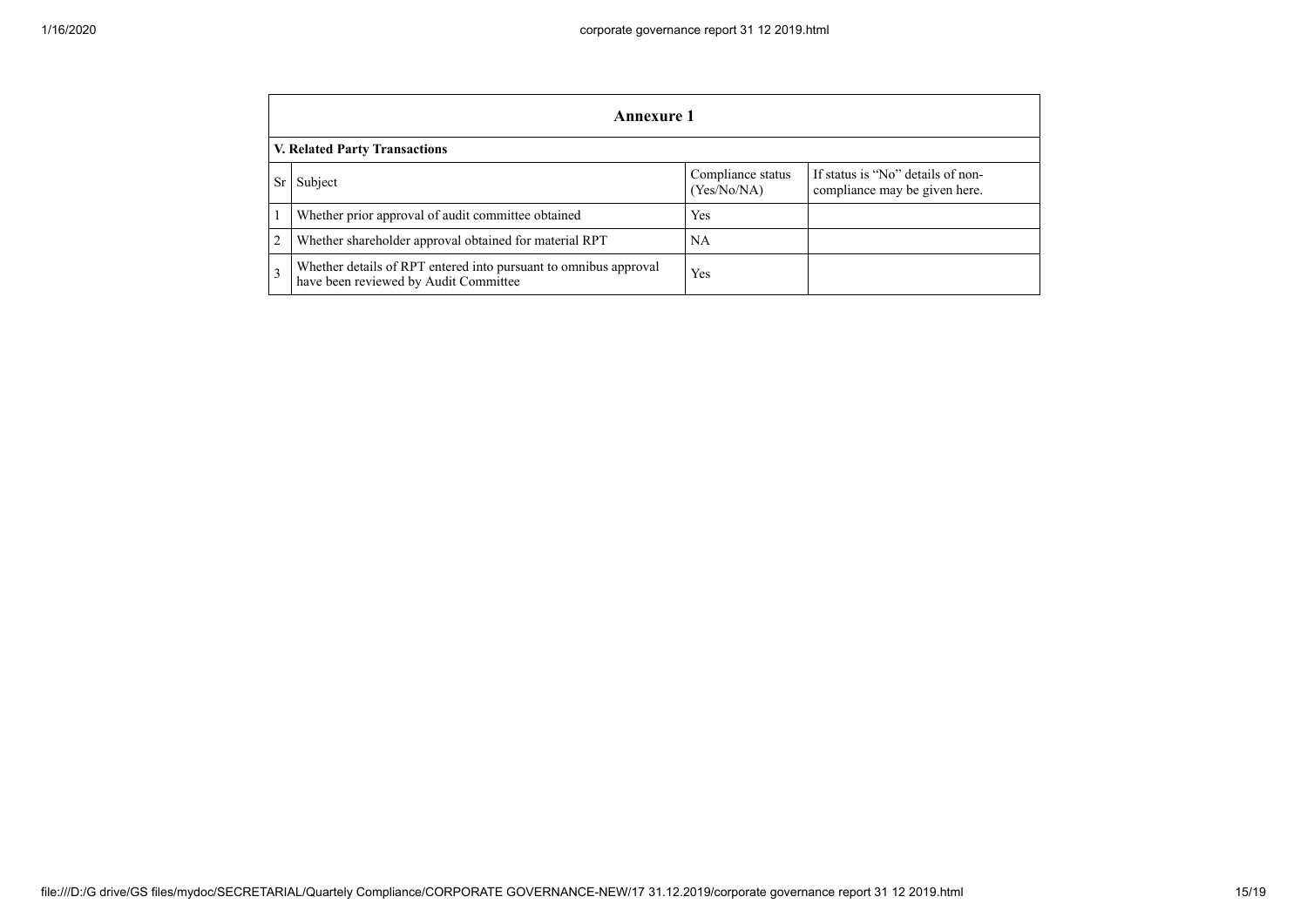## Annexure 1

**V. Related Party Transactions**

| Sr | Subject | Compliance status (Yes/No/NA) | If status is "No" details of non-compliance may be given here. |
|---|---|---|---|
| 1 | Whether prior approval of audit committee obtained | Yes | |
| 2 | Whether shareholder approval obtained for material RPT | NA | |
| 3 | Whether details of RPT entered into pursuant to omnibus approval have been reviewed by Audit Committee | Yes | |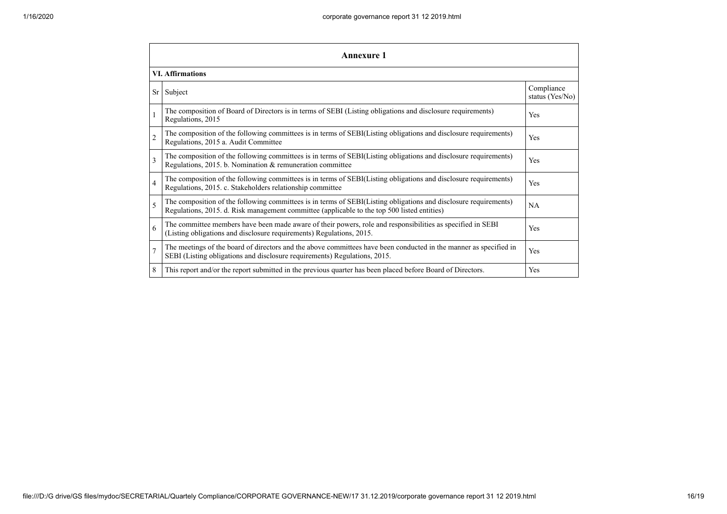## Annexure 1

### VI. Affirmations

| Sr | Subject | Compliance status (Yes/No) |
|---|---|---|
| 1 | The composition of Board of Directors is in terms of SEBI (Listing obligations and disclosure requirements) Regulations, 2015 | Yes |
| 2 | The composition of the following committees is in terms of SEBI(Listing obligations and disclosure requirements) Regulations, 2015 a. Audit Committee | Yes |
| 3 | The composition of the following committees is in terms of SEBI(Listing obligations and disclosure requirements) Regulations, 2015. b. Nomination & remuneration committee | Yes |
| 4 | The composition of the following committees is in terms of SEBI(Listing obligations and disclosure requirements) Regulations, 2015. c. Stakeholders relationship committee | Yes |
| 5 | The composition of the following committees is in terms of SEBI(Listing obligations and disclosure requirements) Regulations, 2015. d. Risk management committee (applicable to the top 500 listed entities) | NA |
| 6 | The committee members have been made aware of their powers, role and responsibilities as specified in SEBI (Listing obligations and disclosure requirements) Regulations, 2015. | Yes |
| 7 | The meetings of the board of directors and the above committees have been conducted in the manner as specified in SEBI (Listing obligations and disclosure requirements) Regulations, 2015. | Yes |
| 8 | This report and/or the report submitted in the previous quarter has been placed before Board of Directors. | Yes |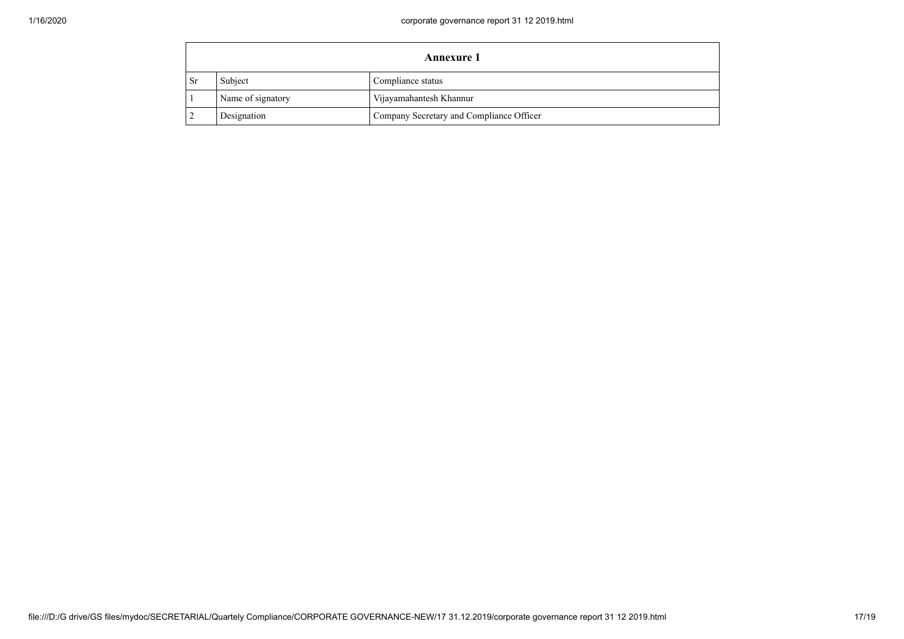| Annexure 1 | | |
|---|---|---|
| Sr | Subject | Compliance status |
| 1 | Name of signatory | Vijayamahantesh Khannur |
| 2 | Designation | Company Secretary and Compliance Officer |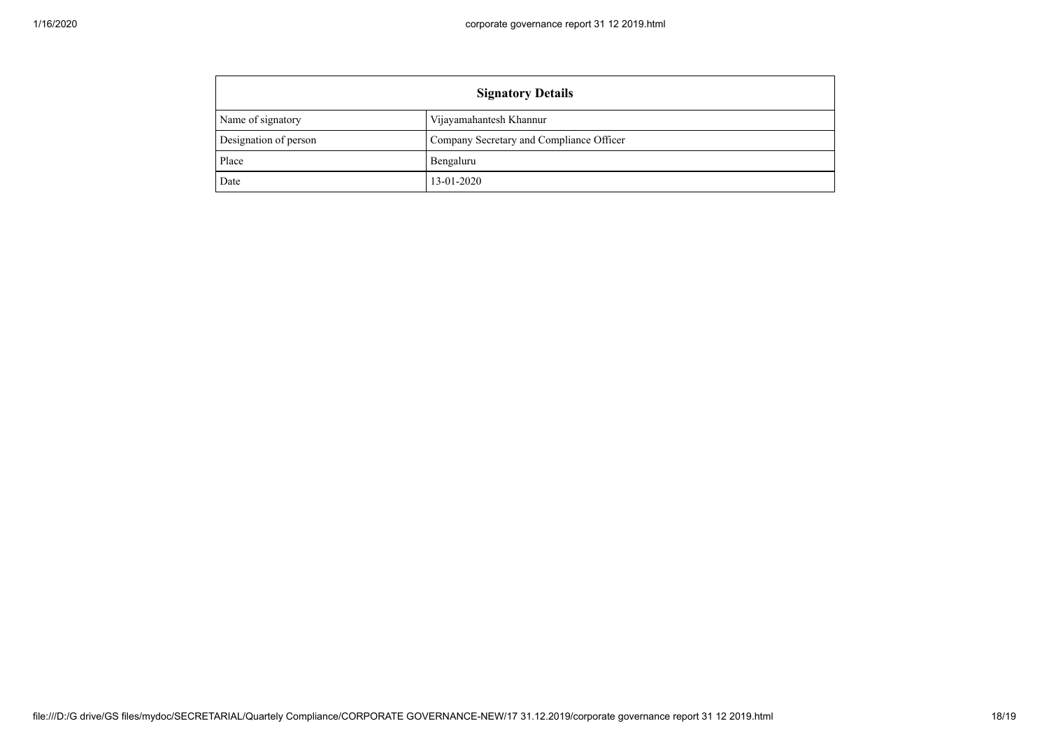| Signatory Details | |
|---|---|
| Name of signatory | Vijayamahantesh Khannur |
| Designation of person | Company Secretary and Compliance Officer |
| Place | Bengaluru |
| Date | 13-01-2020 |